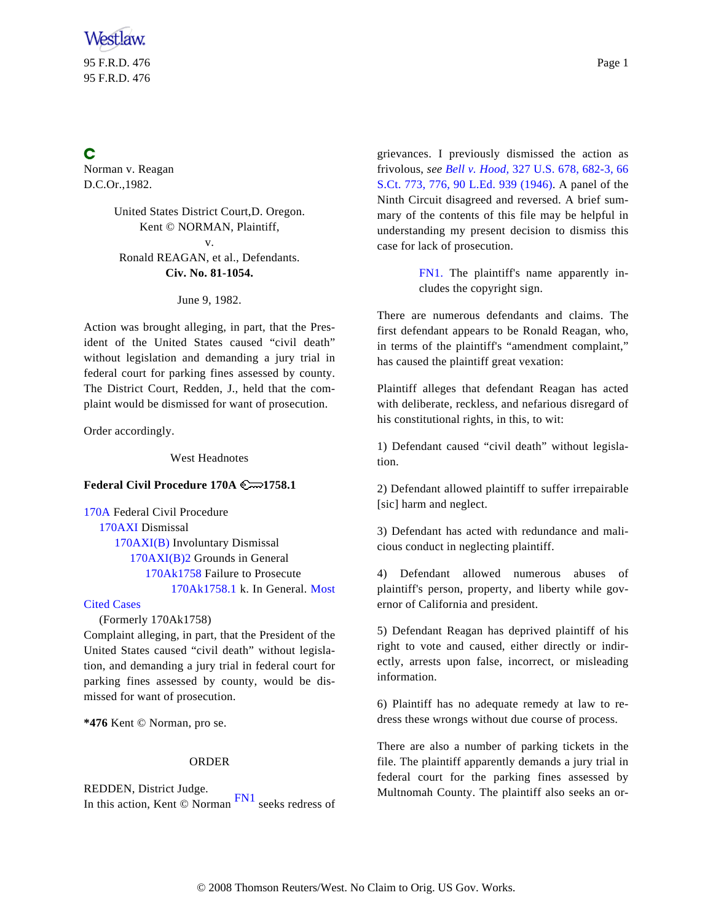Norman v. Reagan
D.C.Or.,1982.

United States District Court,D. Oregon.
Kent © NORMAN, Plaintiff,
v.
Ronald REAGAN, et al., Defendants.
**Civ. No. 81-1054.**

June 9, 1982.

Action was brought alleging, in part, that the President of the United States caused "civil death" without legislation and demanding a jury trial in federal court for parking fines assessed by county. The District Court, Redden, J., held that the complaint would be dismissed for want of prosecution.

Order accordingly.

West Headnotes

**Federal Civil Procedure 170A 1758.1**

170A Federal Civil Procedure
170AXI Dismissal
170AXI(B) Involuntary Dismissal
170AXI(B)2 Grounds in General
170Ak1758 Failure to Prosecute
170Ak1758.1 k. In General. Most Cited Cases
(Formerly 170Ak1758)

Complaint alleging, in part, that the President of the United States caused "civil death" without legislation, and demanding a jury trial in federal court for parking fines assessed by county, would be dismissed for want of prosecution.

***476** Kent © Norman, pro se.

ORDER

REDDEN, District Judge.

In this action, Kent © Norman FN1 seeks redress of grievances. I previously dismissed the action as frivolous, *see Bell v. Hood,* 327 U.S. 678, 682-3, 66 S.Ct. 773, 776, 90 L.Ed. 939 (1946). A panel of the Ninth Circuit disagreed and reversed. A brief summary of the contents of this file may be helpful in understanding my present decision to dismiss this case for lack of prosecution.

FN1. The plaintiff's name apparently includes the copyright sign.

There are numerous defendants and claims. The first defendant appears to be Ronald Reagan, who, in terms of the plaintiff's "amendment complaint," has caused the plaintiff great vexation:

Plaintiff alleges that defendant Reagan has acted with deliberate, reckless, and nefarious disregard of his constitutional rights, in this, to wit:

1) Defendant caused "civil death" without legislation.

2) Defendant allowed plaintiff to suffer irrepairable [sic] harm and neglect.

3) Defendant has acted with redundance and malicious conduct in neglecting plaintiff.

4) Defendant allowed numerous abuses of plaintiff's person, property, and liberty while governor of California and president.

5) Defendant Reagan has deprived plaintiff of his right to vote and caused, either directly or indirectly, arrests upon false, incorrect, or misleading information.

6) Plaintiff has no adequate remedy at law to redress these wrongs without due course of process.

There are also a number of parking tickets in the file. The plaintiff apparently demands a jury trial in federal court for the parking fines assessed by Multnomah County. The plaintiff also seeks an or-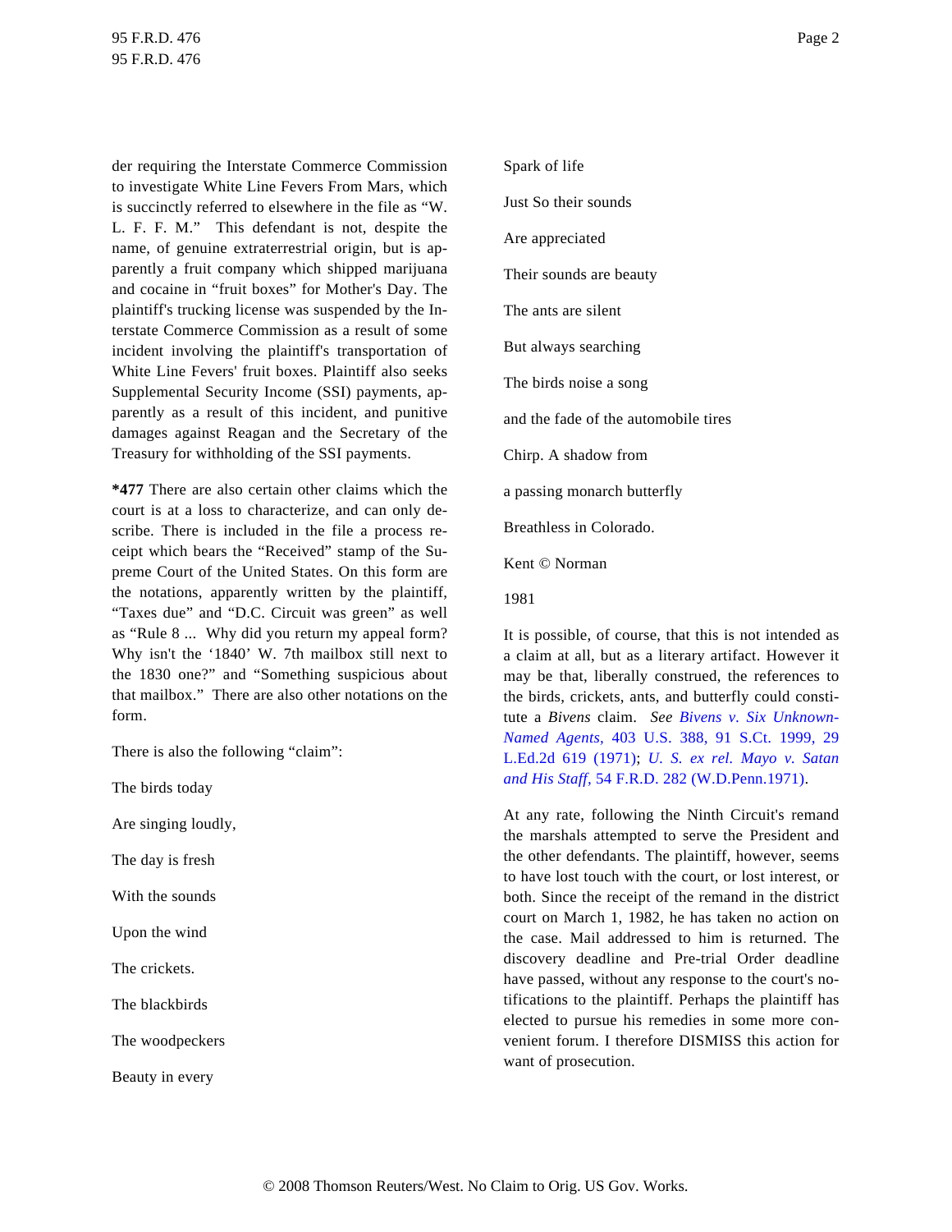der requiring the Interstate Commerce Commission to investigate White Line Fevers From Mars, which is succinctly referred to elsewhere in the file as "W. L. F. F. M." This defendant is not, despite the name, of genuine extraterrestrial origin, but is apparently a fruit company which shipped marijuana and cocaine in "fruit boxes" for Mother's Day. The plaintiff's trucking license was suspended by the Interstate Commerce Commission as a result of some incident involving the plaintiff's transportation of White Line Fevers' fruit boxes. Plaintiff also seeks Supplemental Security Income (SSI) payments, apparently as a result of this incident, and punitive damages against Reagan and the Secretary of the Treasury for withholding of the SSI payments.

**\*477** There are also certain other claims which the court is at a loss to characterize, and can only describe. There is included in the file a process receipt which bears the "Received" stamp of the Supreme Court of the United States. On this form are the notations, apparently written by the plaintiff, "Taxes due" and "D.C. Circuit was green" as well as "Rule 8 ... Why did you return my appeal form? Why isn't the '1840' W. 7th mailbox still next to the 1830 one?" and "Something suspicious about that mailbox." There are also other notations on the form.

There is also the following "claim":

The birds today

Are singing loudly,

The day is fresh

With the sounds

Upon the wind

The crickets.

The blackbirds

The woodpeckers

Beauty in every

Spark of life

Just So their sounds

Are appreciated

Their sounds are beauty

The ants are silent

But always searching

The birds noise a song

and the fade of the automobile tires

Chirp. A shadow from

a passing monarch butterfly

Breathless in Colorado.

Kent © Norman

1981

It is possible, of course, that this is not intended as a claim at all, but as a literary artifact. However it may be that, liberally construed, the references to the birds, crickets, ants, and butterfly could constitute a *Bivens* claim. *See Bivens v. Six Unknown-Named Agents,* 403 U.S. 388, 91 S.Ct. 1999, 29 L.Ed.2d 619 (1971); *U. S. ex rel. Mayo v. Satan and His Staff,* 54 F.R.D. 282 (W.D.Penn.1971).

At any rate, following the Ninth Circuit's remand the marshals attempted to serve the President and the other defendants. The plaintiff, however, seems to have lost touch with the court, or lost interest, or both. Since the receipt of the remand in the district court on March 1, 1982, he has taken no action on the case. Mail addressed to him is returned. The discovery deadline and Pre-trial Order deadline have passed, without any response to the court's notifications to the plaintiff. Perhaps the plaintiff has elected to pursue his remedies in some more convenient forum. I therefore DISMISS this action for want of prosecution.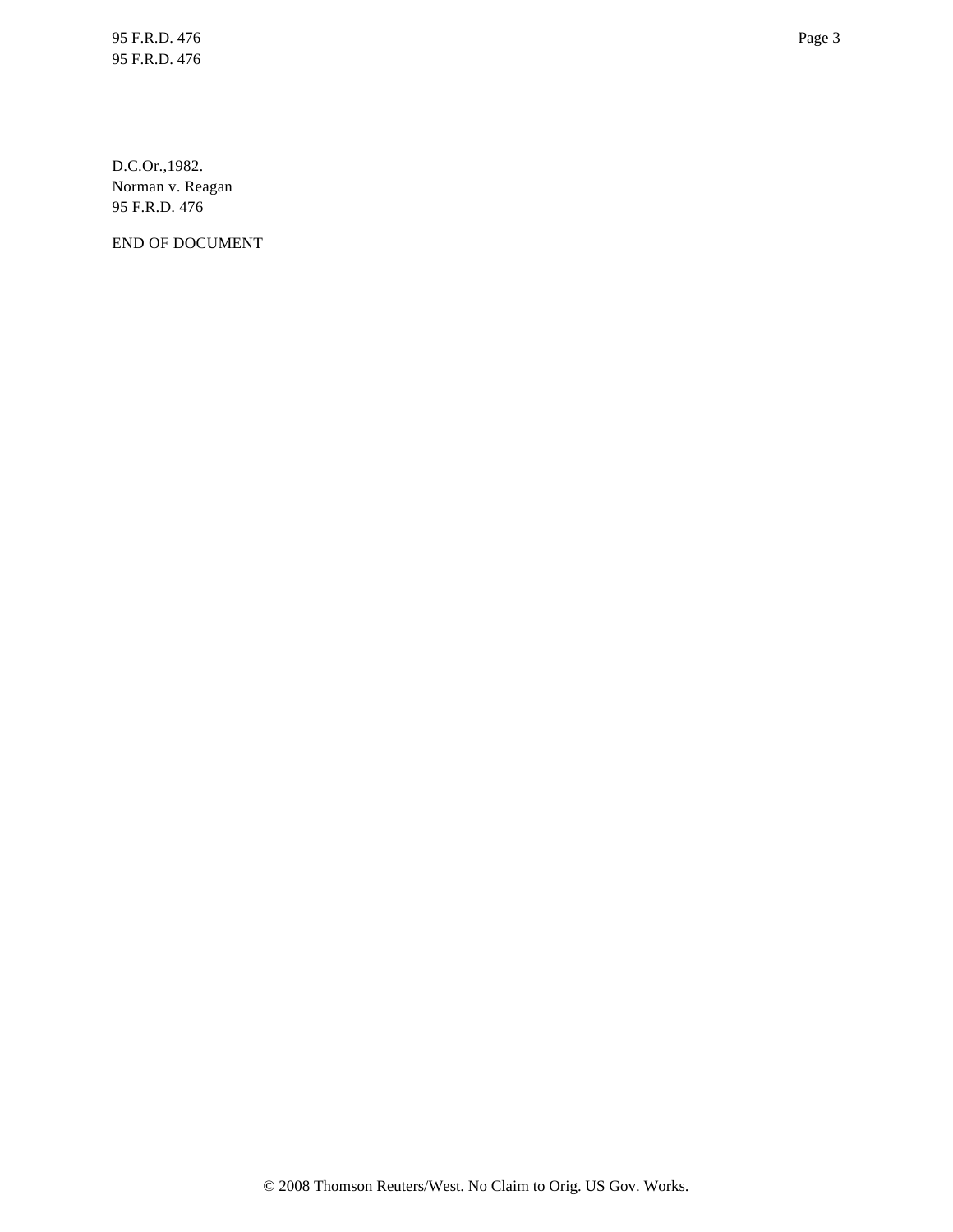D.C.Or.,1982.
Norman v. Reagan
95 F.R.D. 476

END OF DOCUMENT